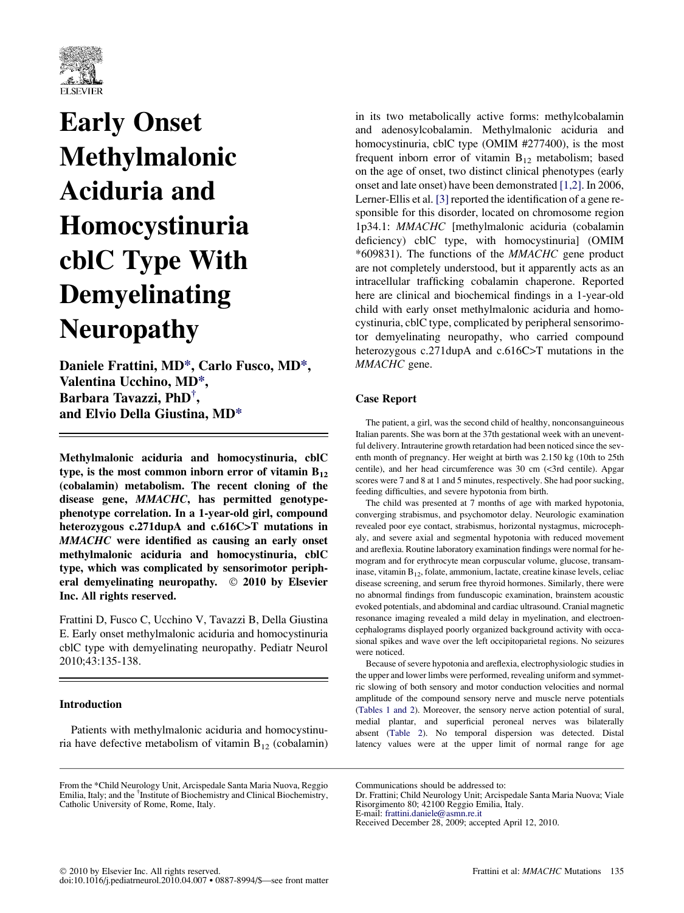# Early Onset Methylmalonic Aciduria and Homocystinuria cblC Type With Demyelinating Neuropathy

**Daniele Frattini, MD*, Carlo Fusco, MD*, Valentina Ucchino, MD*, Barbara Tavazzi, PhD†, and Elvio Della Giustina, MD***

**Methylmalonic aciduria and homocystinuria, cblC type, is the most common inborn error of vitamin $B_{12}$ (cobalamin) metabolism. The recent cloning of the disease gene, *MMACHC*, has permitted genotype-phenotype correlation. In a 1-year-old girl, compound heterozygous c.271dupA and c.616C>T mutations in *MMACHC* were identified as causing an early onset methylmalonic aciduria and homocystinuria, cblC type, which was complicated by sensorimotor peripheral demyelinating neuropathy. © 2010 by Elsevier Inc. All rights reserved.**

Frattini D, Fusco C, Ucchino V, Tavazzi B, Della Giustina E. Early onset methylmalonic aciduria and homocystinuria cblC type with demyelinating neuropathy. Pediatr Neurol 2010;43:135-138.

## Introduction

Patients with methylmalonic aciduria and homocystinuria have defective metabolism of vitamin $B_{12}$ (cobalamin) in its two metabolically active forms: methylcobalamin and adenosylcobalamin. Methylmalonic aciduria and homocystinuria, cblC type (OMIM #277400), is the most frequent inborn error of vitamin $B_{12}$ metabolism; based on the age of onset, two distinct clinical phenotypes (early onset and late onset) have been demonstrated [1,2]. In 2006, Lerner-Ellis et al. [3] reported the identification of a gene responsible for this disorder, located on chromosome region 1p34.1: *MMACHC* [methylmalonic aciduria (cobalamin deficiency) cblC type, with homocystinuria] (OMIM *609831). The functions of the *MMACHC* gene product are not completely understood, but it apparently acts as an intracellular trafficking cobalamin chaperone. Reported here are clinical and biochemical findings in a 1-year-old child with early onset methylmalonic aciduria and homocystinuria, cblC type, complicated by peripheral sensorimotor demyelinating neuropathy, who carried compound heterozygous c.271dupA and c.616C>T mutations in the *MMACHC* gene.

## Case Report

The patient, a girl, was the second child of healthy, nonconsanguineous Italian parents. She was born at the 37th gestational week with an uneventful delivery. Intrauterine growth retardation had been noticed since the seventh month of pregnancy. Her weight at birth was 2.150 kg (10th to 25th centile), and her head circumference was 30 cm (<3rd centile). Apgar scores were 7 and 8 at 1 and 5 minutes, respectively. She had poor sucking, feeding difficulties, and severe hypotonia from birth.

The child was presented at 7 months of age with marked hypotonia, converging strabismus, and psychomotor delay. Neurologic examination revealed poor eye contact, strabismus, horizontal nystagmus, microcephaly, and severe axial and segmental hypotonia with reduced movement and areflexia. Routine laboratory examination findings were normal for hemogram and for erythrocyte mean corpuscular volume, glucose, transaminase, vitamin $B_{12}$, folate, ammonium, lactate, creatine kinase levels, celiac disease screening, and serum free thyroid hormones. Similarly, there were no abnormal findings from funduscopic examination, brainstem acoustic evoked potentials, and abdominal and cardiac ultrasound. Cranial magnetic resonance imaging revealed a mild delay in myelination, and electroencephalograms displayed poorly organized background activity with occasional spikes and wave over the left occipitoparietal regions. No seizures were noticed.

Because of severe hypotonia and areflexia, electrophysiologic studies in the upper and lower limbs were performed, revealing uniform and symmetric slowing of both sensory and motor conduction velocities and normal amplitude of the compound sensory nerve and muscle nerve potentials (Tables 1 and 2). Moreover, the sensory nerve action potential of sural, medial plantar, and superficial peroneal nerves was bilaterally absent (Table 2). No temporal dispersion was detected. Distal latency values were at the upper limit of normal range for age

From the *Child Neurology Unit, Arcispedale Santa Maria Nuova, Reggio Emilia, Italy; and the †Institute of Biochemistry and Clinical Biochemistry, Catholic University of Rome, Rome, Italy.

Communications should be addressed to:
Dr. Frattini; Child Neurology Unit; Arcispedale Santa Maria Nuova; Viale Risorgimento 80; 42100 Reggio Emilia, Italy.
E-mail: frattini.daniele@asmn.re.it
Received December 28, 2009; accepted April 12, 2010.

© 2010 by Elsevier Inc. All rights reserved.
doi:10.1016/j.pediatrneurol.2010.04.007 • 0887-8994/$—see front matter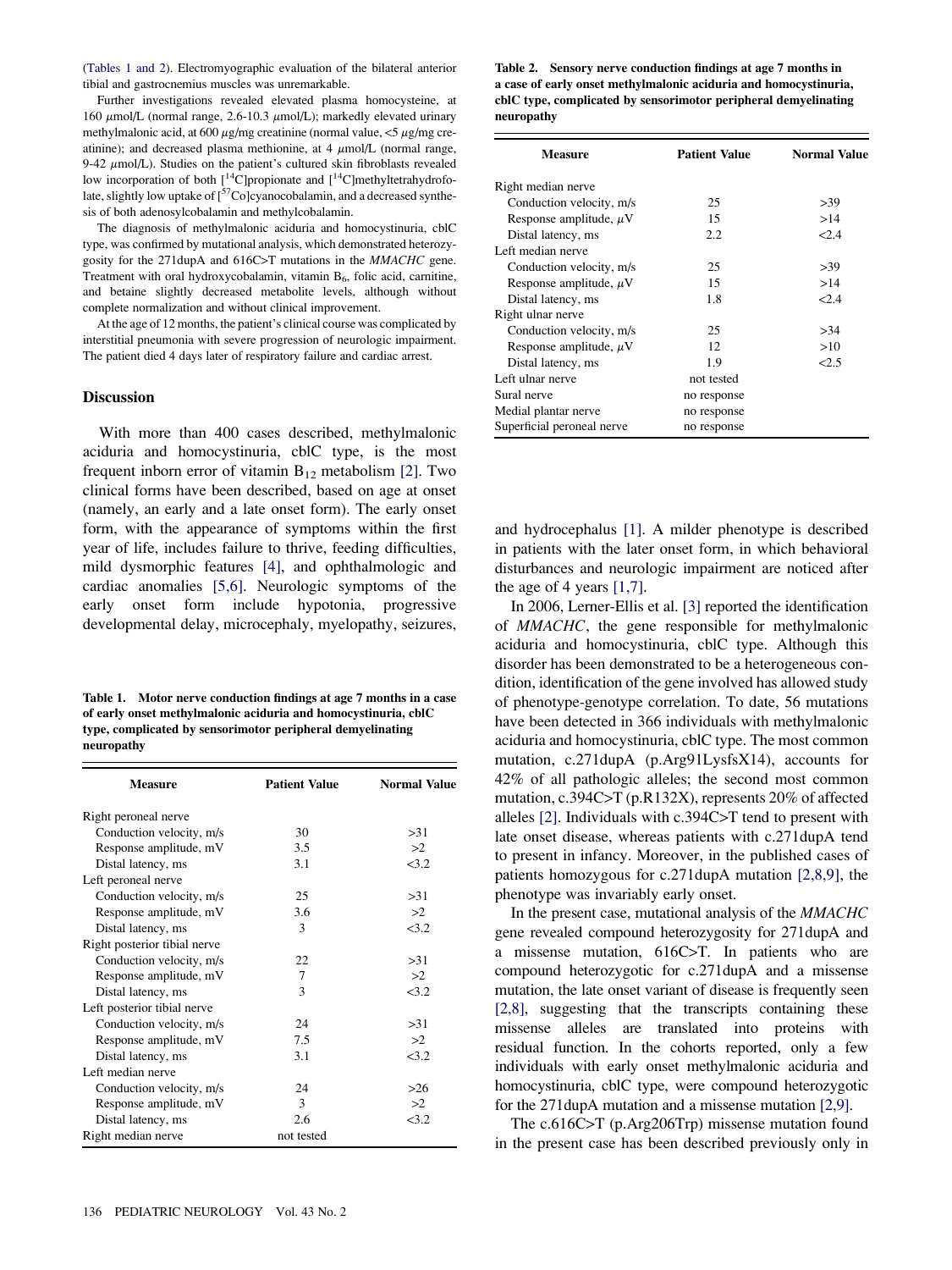(Tables 1 and 2). Electromyographic evaluation of the bilateral anterior tibial and gastrocnemius muscles was unremarkable.

Further investigations revealed elevated plasma homocysteine, at 160 μmol/L (normal range, 2.6-10.3 μmol/L); markedly elevated urinary methylmalonic acid, at 600 μg/mg creatinine (normal value, <5 μg/mg creatinine); and decreased plasma methionine, at 4 μmol/L (normal range, 9-42 μmol/L). Studies on the patient's cultured skin fibroblasts revealed low incorporation of both [$^{14}$C]propionate and [$^{14}$C]methyltetrahydrofolate, slightly low uptake of [$^{57}$Co]cyanocobalamin, and a decreased synthesis of both adenosylcobalamin and methylcobalamin.

The diagnosis of methylmalonic aciduria and homocystinuria, cblC type, was confirmed by mutational analysis, which demonstrated heterozygosity for the 271dupA and 616C>T mutations in the *MMACHC* gene. Treatment with oral hydroxycobalamin, vitamin $B_6$, folic acid, carnitine, and betaine slightly decreased metabolite levels, although without complete normalization and without clinical improvement.

At the age of 12 months, the patient's clinical course was complicated by interstitial pneumonia with severe progression of neurologic impairment. The patient died 4 days later of respiratory failure and cardiac arrest.

## Discussion

With more than 400 cases described, methylmalonic aciduria and homocystinuria, cblC type, is the most frequent inborn error of vitamin $B_{12}$ metabolism [2]. Two clinical forms have been described, based on age at onset (namely, an early and a late onset form). The early onset form, with the appearance of symptoms within the first year of life, includes failure to thrive, feeding difficulties, mild dysmorphic features [4], and ophthalmologic and cardiac anomalies [5,6]. Neurologic symptoms of the early onset form include hypotonia, progressive developmental delay, microcephaly, myelopathy, seizures, and hydrocephalus [1]. A milder phenotype is described in patients with the later onset form, in which behavioral disturbances and neurologic impairment are noticed after the age of 4 years [1,7].

In 2006, Lerner-Ellis et al. [3] reported the identification of *MMACHC*, the gene responsible for methylmalonic aciduria and homocystinuria, cblC type. Although this disorder has been demonstrated to be a heterogeneous condition, identification of the gene involved has allowed study of phenotype-genotype correlation. To date, 56 mutations have been detected in 366 individuals with methylmalonic aciduria and homocystinuria, cblC type. The most common mutation, c.271dupA (p.Arg91LysfsX14), accounts for 42% of all pathologic alleles; the second most common mutation, c.394C>T (p.R132X), represents 20% of affected alleles [2]. Individuals with c.394C>T tend to present with late onset disease, whereas patients with c.271dupA tend to present in infancy. Moreover, in the published cases of patients homozygous for c.271dupA mutation [2,8,9], the phenotype was invariably early onset.

In the present case, mutational analysis of the *MMACHC* gene revealed compound heterozygosity for 271dupA and a missense mutation, 616C>T. In patients who are compound heterozygotic for c.271dupA and a missense mutation, the late onset variant of disease is frequently seen [2,8], suggesting that the transcripts containing these missense alleles are translated into proteins with residual function. In the cohorts reported, only a few individuals with early onset methylmalonic aciduria and homocystinuria, cblC type, were compound heterozygotic for the 271dupA mutation and a missense mutation [2,9].

The c.616C>T (p.Arg206Trp) missense mutation found in the present case has been described previously only in

**Table 1. Motor nerve conduction findings at age 7 months in a case of early onset methylmalonic aciduria and homocystinuria, cblC type, complicated by sensorimotor peripheral demyelinating neuropathy**

| Measure | Patient Value | Normal Value |
|---|---|---|
| Right peroneal nerve | | |
| Conduction velocity, m/s | 30 | >31 |
| Response amplitude, mV | 3.5 | >2 |
| Distal latency, ms | 3.1 | <3.2 |
| Left peroneal nerve | | |
| Conduction velocity, m/s | 25 | >31 |
| Response amplitude, mV | 3.6 | >2 |
| Distal latency, ms | 3 | <3.2 |
| Right posterior tibial nerve | | |
| Conduction velocity, m/s | 22 | >31 |
| Response amplitude, mV | 7 | >2 |
| Distal latency, ms | 3 | <3.2 |
| Left posterior tibial nerve | | |
| Conduction velocity, m/s | 24 | >31 |
| Response amplitude, mV | 7.5 | >2 |
| Distal latency, ms | 3.1 | <3.2 |
| Left median nerve | | |
| Conduction velocity, m/s | 24 | >26 |
| Response amplitude, mV | 3 | >2 |
| Distal latency, ms | 2.6 | <3.2 |
| Right median nerve | not tested | |

**Table 2. Sensory nerve conduction findings at age 7 months in a case of early onset methylmalonic aciduria and homocystinuria, cblC type, complicated by sensorimotor peripheral demyelinating neuropathy**

| Measure | Patient Value | Normal Value |
|---|---|---|
| Right median nerve | | |
| Conduction velocity, m/s | 25 | >39 |
| Response amplitude, μV | 15 | >14 |
| Distal latency, ms | 2.2 | <2.4 |
| Left median nerve | | |
| Conduction velocity, m/s | 25 | >39 |
| Response amplitude, μV | 15 | >14 |
| Distal latency, ms | 1.8 | <2.4 |
| Right ulnar nerve | | |
| Conduction velocity, m/s | 25 | >34 |
| Response amplitude, μV | 12 | >10 |
| Distal latency, ms | 1.9 | <2.5 |
| Left ulnar nerve | not tested | |
| Sural nerve | no response | |
| Medial plantar nerve | no response | |
| Superficial peroneal nerve | no response | |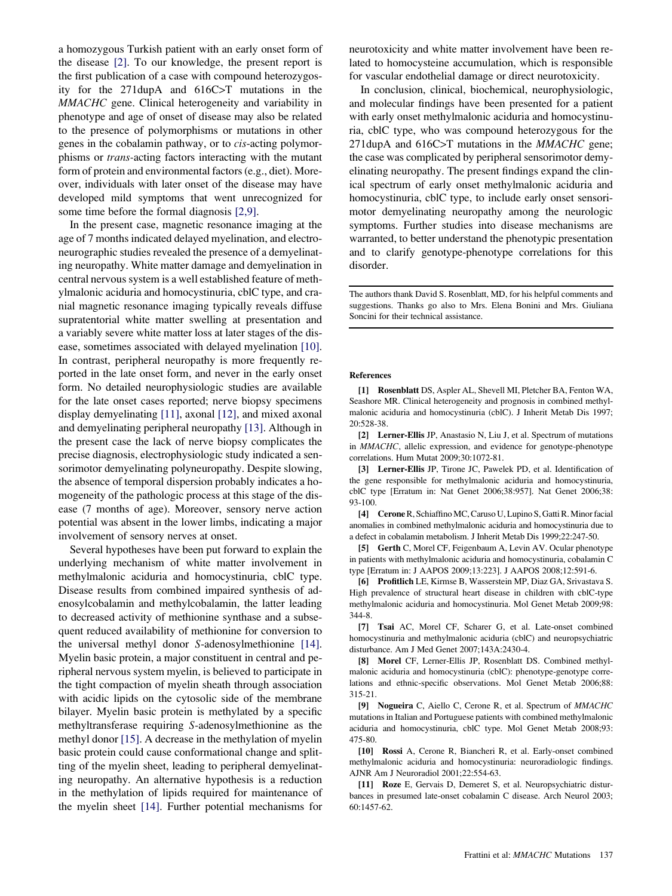a homozygous Turkish patient with an early onset form of the disease [2]. To our knowledge, the present report is the first publication of a case with compound heterozygosity for the 271dupA and 616C>T mutations in the *MMACHC* gene. Clinical heterogeneity and variability in phenotype and age of onset of disease may also be related to the presence of polymorphisms or mutations in other genes in the cobalamin pathway, or to *cis*-acting polymorphisms or *trans*-acting factors interacting with the mutant form of protein and environmental factors (e.g., diet). Moreover, individuals with later onset of the disease may have developed mild symptoms that went unrecognized for some time before the formal diagnosis [2,9].

In the present case, magnetic resonance imaging at the age of 7 months indicated delayed myelination, and electroneurographic studies revealed the presence of a demyelinating neuropathy. White matter damage and demyelination in central nervous system is a well established feature of methylmalonic aciduria and homocystinuria, cblC type, and cranial magnetic resonance imaging typically reveals diffuse supratentorial white matter swelling at presentation and a variably severe white matter loss at later stages of the disease, sometimes associated with delayed myelination [10]. In contrast, peripheral neuropathy is more frequently reported in the late onset form, and never in the early onset form. No detailed neurophysiologic studies are available for the late onset cases reported; nerve biopsy specimens display demyelinating [11], axonal [12], and mixed axonal and demyelinating peripheral neuropathy [13]. Although in the present case the lack of nerve biopsy complicates the precise diagnosis, electrophysiologic study indicated a sensorimotor demyelinating polyneuropathy. Despite slowing, the absence of temporal dispersion probably indicates a homogeneity of the pathologic process at this stage of the disease (7 months of age). Moreover, sensory nerve action potential was absent in the lower limbs, indicating a major involvement of sensory nerves at onset.

Several hypotheses have been put forward to explain the underlying mechanism of white matter involvement in methylmalonic aciduria and homocystinuria, cblC type. Disease results from combined impaired synthesis of adenosylcobalamin and methylcobalamin, the latter leading to decreased activity of methionine synthase and a subsequent reduced availability of methionine for conversion to the universal methyl donor *S*-adenosylmethionine [14]. Myelin basic protein, a major constituent in central and peripheral nervous system myelin, is believed to participate in the tight compaction of myelin sheath through association with acidic lipids on the cytosolic side of the membrane bilayer. Myelin basic protein is methylated by a specific methyltransferase requiring *S*-adenosylmethionine as the methyl donor [15]. A decrease in the methylation of myelin basic protein could cause conformational change and splitting of the myelin sheet, leading to peripheral demyelinating neuropathy. An alternative hypothesis is a reduction in the methylation of lipids required for maintenance of the myelin sheet [14]. Further potential mechanisms for neurotoxicity and white matter involvement have been related to homocysteine accumulation, which is responsible for vascular endothelial damage or direct neurotoxicity.

In conclusion, clinical, biochemical, neurophysiologic, and molecular findings have been presented for a patient with early onset methylmalonic aciduria and homocystinuria, cblC type, who was compound heterozygous for the 271dupA and 616C>T mutations in the *MMACHC* gene; the case was complicated by peripheral sensorimotor demyelinating neuropathy. The present findings expand the clinical spectrum of early onset methylmalonic aciduria and homocystinuria, cblC type, to include early onset sensorimotor demyelinating neuropathy among the neurologic symptoms. Further studies into disease mechanisms are warranted, to better understand the phenotypic presentation and to clarify genotype-phenotype correlations for this disorder.

---

The authors thank David S. Rosenblatt, MD, for his helpful comments and suggestions. Thanks go also to Mrs. Elena Bonini and Mrs. Giuliana Soncini for their technical assistance.

---

### References

[1] **Rosenblatt** DS, Aspler AL, Shevell MI, Pletcher BA, Fenton WA, Seashore MR. Clinical heterogeneity and prognosis in combined methylmalonic aciduria and homocystinuria (cblC). J Inherit Metab Dis 1997; 20:528-38.

[2] **Lerner-Ellis** JP, Anastasio N, Liu J, et al. Spectrum of mutations in *MMACHC*, allelic expression, and evidence for genotype-phenotype correlations. Hum Mutat 2009;30:1072-81.

[3] **Lerner-Ellis** JP, Tirone JC, Pawelek PD, et al. Identification of the gene responsible for methylmalonic aciduria and homocystinuria, cblC type [Erratum in: Nat Genet 2006;38:957]. Nat Genet 2006;38: 93-100.

[4] **Cerone** R, Schiaffino MC, Caruso U, Lupino S, Gatti R. Minor facial anomalies in combined methylmalonic aciduria and homocystinuria due to a defect in cobalamin metabolism. J Inherit Metab Dis 1999;22:247-50.

[5] **Gerth** C, Morel CF, Feigenbaum A, Levin AV. Ocular phenotype in patients with methylmalonic aciduria and homocystinuria, cobalamin C type [Erratum in: J AAPOS 2009;13:223]. J AAPOS 2008;12:591-6.

[6] **Profitlich** LE, Kirmse B, Wasserstein MP, Diaz GA, Srivastava S. High prevalence of structural heart disease in children with cblC-type methylmalonic aciduria and homocystinuria. Mol Genet Metab 2009;98: 344-8.

[7] **Tsai** AC, Morel CF, Scharer G, et al. Late-onset combined homocystinuria and methylmalonic aciduria (cblC) and neuropsychiatric disturbance. Am J Med Genet 2007;143A:2430-4.

[8] **Morel** CF, Lerner-Ellis JP, Rosenblatt DS. Combined methylmalonic aciduria and homocystinuria (cblC): phenotype-genotype correlations and ethnic-specific observations. Mol Genet Metab 2006;88: 315-21.

[9] **Nogueira** C, Aiello C, Cerone R, et al. Spectrum of *MMACHC* mutations in Italian and Portuguese patients with combined methylmalonic aciduria and homocystinuria, cblC type. Mol Genet Metab 2008;93: 475-80.

[10] **Rossi** A, Cerone R, Biancheri R, et al. Early-onset combined methylmalonic aciduria and homocystinuria: neuroradiologic findings. AJNR Am J Neuroradiol 2001;22:554-63.

[11] **Roze** E, Gervais D, Demeret S, et al. Neuropsychiatric disturbances in presumed late-onset cobalamin C disease. Arch Neurol 2003; 60:1457-62.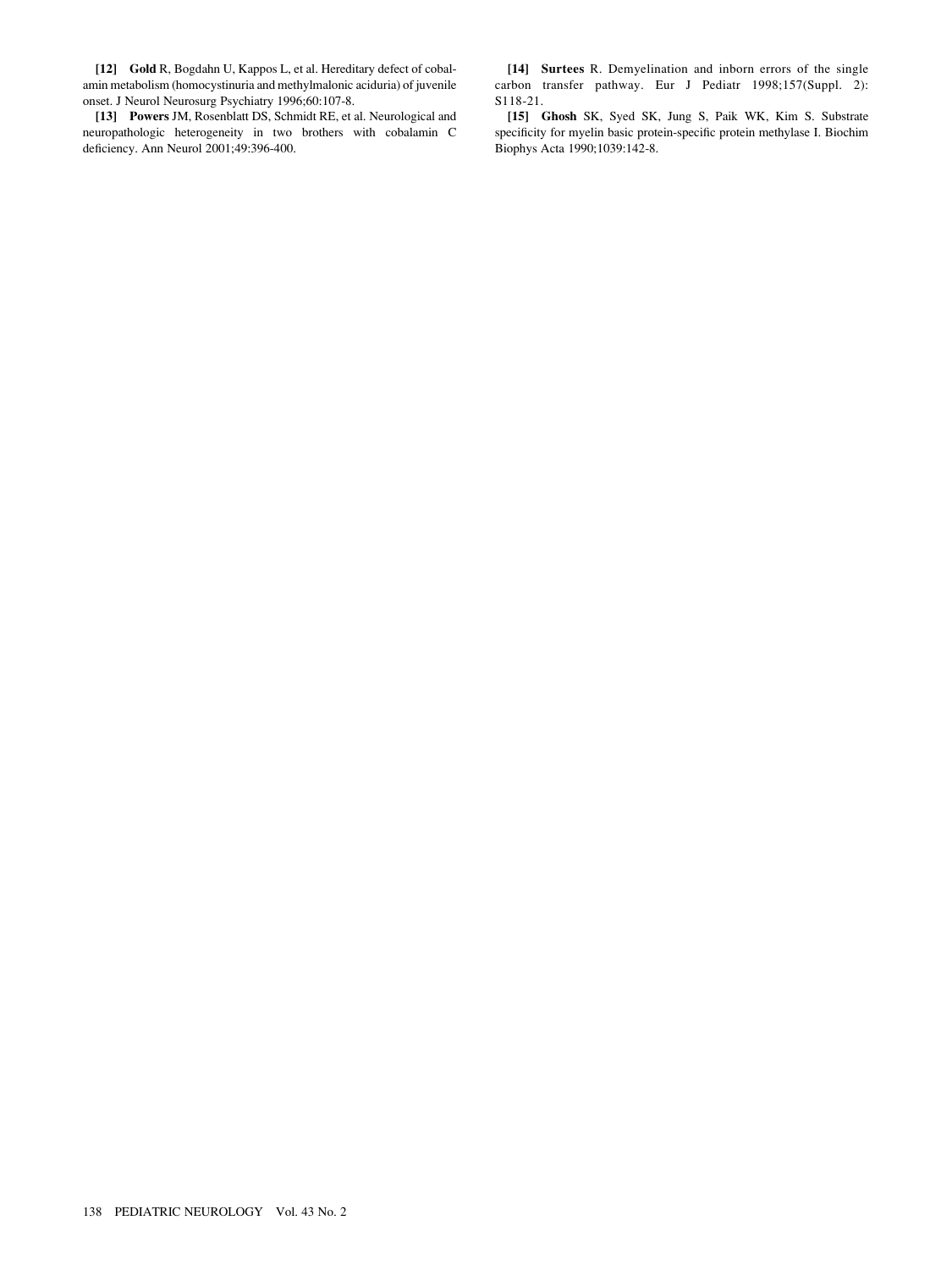[12] **Gold** R, Bogdahn U, Kappos L, et al. Hereditary defect of cobalamin metabolism (homocystinuria and methylmalonic aciduria) of juvenile onset. J Neurol Neurosurg Psychiatry 1996;60:107-8.

[13] **Powers** JM, Rosenblatt DS, Schmidt RE, et al. Neurological and neuropathologic heterogeneity in two brothers with cobalamin C deficiency. Ann Neurol 2001;49:396-400.

[14] **Surtees** R. Demyelination and inborn errors of the single carbon transfer pathway. Eur J Pediatr 1998;157(Suppl. 2): S118-21.

[15] **Ghosh** SK, Syed SK, Jung S, Paik WK, Kim S. Substrate specificity for myelin basic protein-specific protein methylase I. Biochim Biophys Acta 1990;1039:142-8.